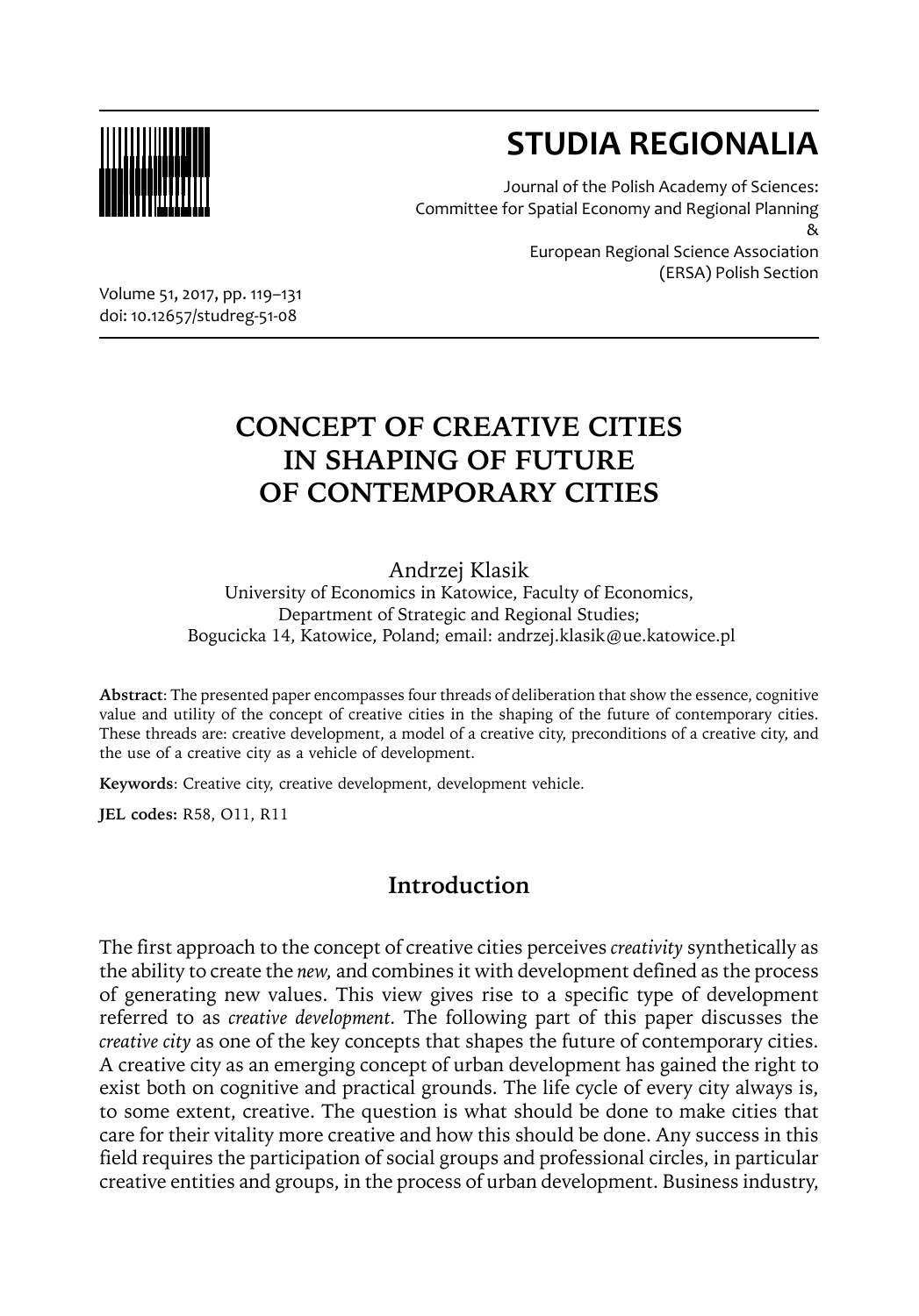# STUDIA REGIONALIA

Journal of the Polish Academy of Sciences:
Committee for Spatial Economy and Regional Planning
&
European Regional Science Association
(ERSA) Polish Section

Volume 51, 2017, pp. 119–131
doi: 10.12657/studreg-51-08

# CONCEPT OF CREATIVE CITIES IN SHAPING OF FUTURE OF CONTEMPORARY CITIES

Andrzej Klasik
University of Economics in Katowice, Faculty of Economics,
Department of Strategic and Regional Studies;
Bogucicka 14, Katowice, Poland; email: andrzej.klasik@ue.katowice.pl

**Abstract**: The presented paper encompasses four threads of deliberation that show the essence, cognitive value and utility of the concept of creative cities in the shaping of the future of contemporary cities. These threads are: creative development, a model of a creative city, preconditions of a creative city, and the use of a creative city as a vehicle of development.

**Keywords**: Creative city, creative development, development vehicle.

**JEL codes:** R58, O11, R11

## Introduction

The first approach to the concept of creative cities perceives *creativity* synthetically as the ability to create the *new,* and combines it with development defined as the process of generating new values. This view gives rise to a specific type of development referred to as *creative development*. The following part of this paper discusses the *creative city* as one of the key concepts that shapes the future of contemporary cities. A creative city as an emerging concept of urban development has gained the right to exist both on cognitive and practical grounds. The life cycle of every city always is, to some extent, creative. The question is what should be done to make cities that care for their vitality more creative and how this should be done. Any success in this field requires the participation of social groups and professional circles, in particular creative entities and groups, in the process of urban development. Business industry,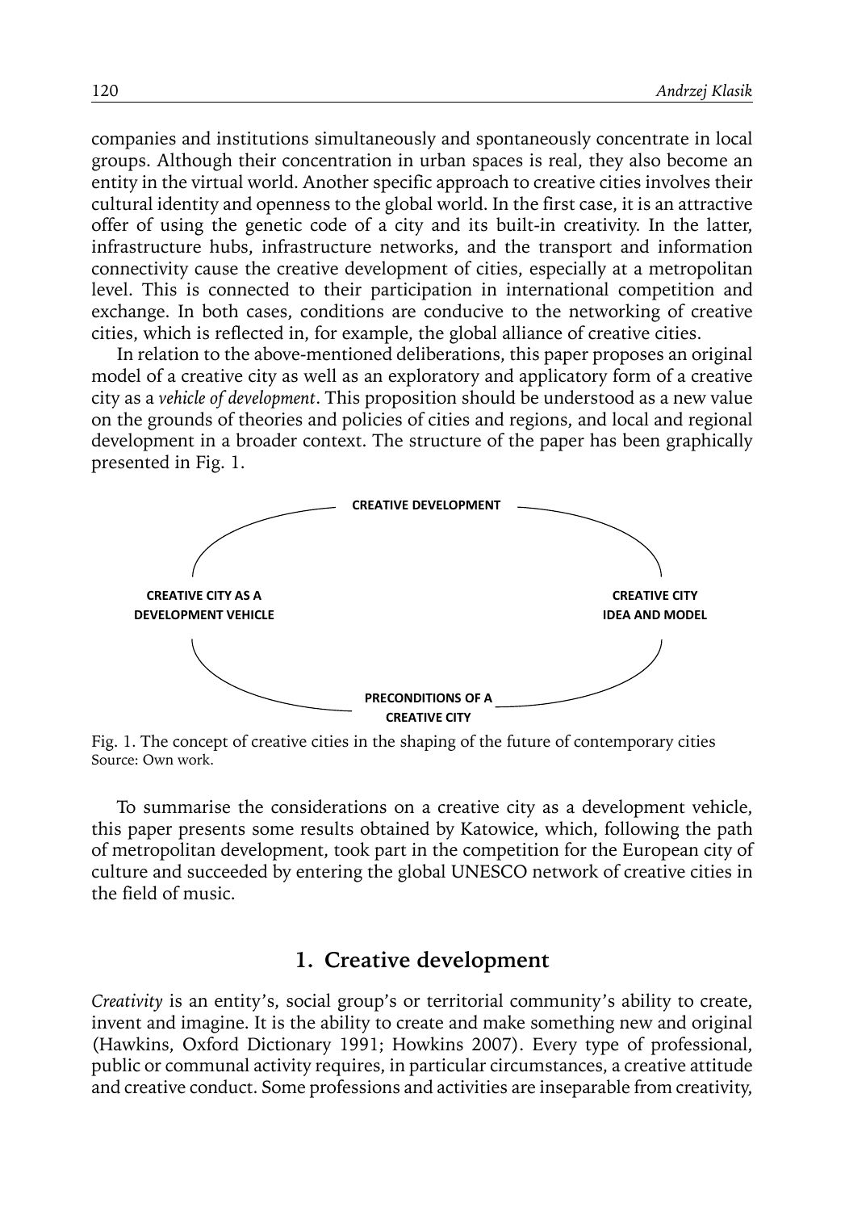companies and institutions simultaneously and spontaneously concentrate in local groups. Although their concentration in urban spaces is real, they also become an entity in the virtual world. Another specific approach to creative cities involves their cultural identity and openness to the global world. In the first case, it is an attractive offer of using the genetic code of a city and its built-in creativity. In the latter, infrastructure hubs, infrastructure networks, and the transport and information connectivity cause the creative development of cities, especially at a metropolitan level. This is connected to their participation in international competition and exchange. In both cases, conditions are conducive to the networking of creative cities, which is reflected in, for example, the global alliance of creative cities.

In relation to the above-mentioned deliberations, this paper proposes an original model of a creative city as well as an exploratory and applicatory form of a creative city as a *vehicle of development*. This proposition should be understood as a new value on the grounds of theories and policies of cities and regions, and local and regional development in a broader context. The structure of the paper has been graphically presented in Fig. 1.

**CREATIVE DEVELOPMENT**

**CREATIVE CITY AS A DEVELOPMENT VEHICLE**

**CREATIVE CITY IDEA AND MODEL**

**PRECONDITIONS OF A CREATIVE CITY**

Fig. 1. The concept of creative cities in the shaping of the future of contemporary cities
Source: Own work.

To summarise the considerations on a creative city as a development vehicle, this paper presents some results obtained by Katowice, which, following the path of metropolitan development, took part in the competition for the European city of culture and succeeded by entering the global UNESCO network of creative cities in the field of music.

## 1. Creative development

*Creativity* is an entity's, social group's or territorial community's ability to create, invent and imagine. It is the ability to create and make something new and original (Hawkins, Oxford Dictionary 1991; Howkins 2007). Every type of professional, public or communal activity requires, in particular circumstances, a creative attitude and creative conduct. Some professions and activities are inseparable from creativity,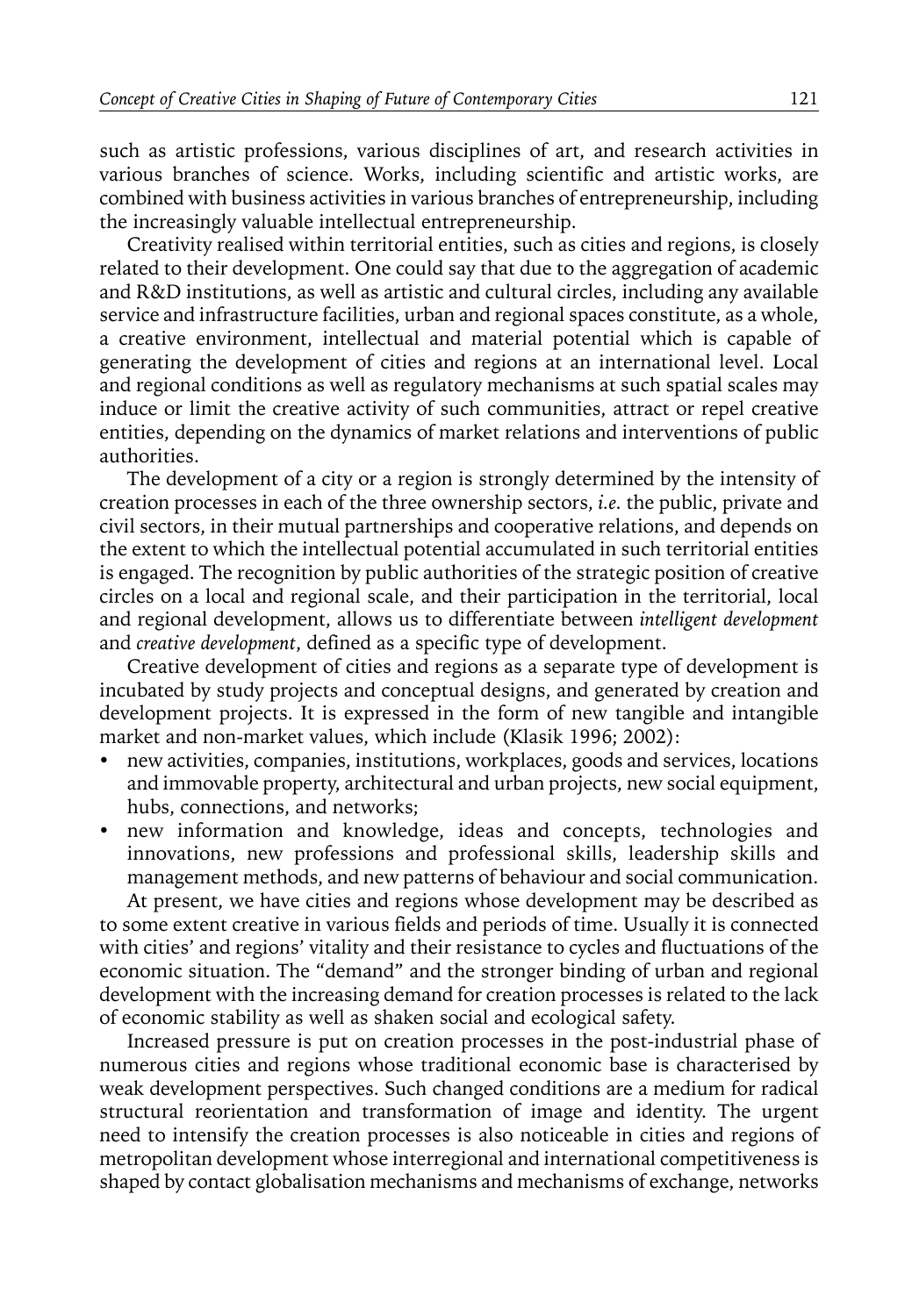such as artistic professions, various disciplines of art, and research activities in various branches of science. Works, including scientific and artistic works, are combined with business activities in various branches of entrepreneurship, including the increasingly valuable intellectual entrepreneurship.

Creativity realised within territorial entities, such as cities and regions, is closely related to their development. One could say that due to the aggregation of academic and R&D institutions, as well as artistic and cultural circles, including any available service and infrastructure facilities, urban and regional spaces constitute, as a whole, a creative environment, intellectual and material potential which is capable of generating the development of cities and regions at an international level. Local and regional conditions as well as regulatory mechanisms at such spatial scales may induce or limit the creative activity of such communities, attract or repel creative entities, depending on the dynamics of market relations and interventions of public authorities.

The development of a city or a region is strongly determined by the intensity of creation processes in each of the three ownership sectors, *i.e.* the public, private and civil sectors, in their mutual partnerships and cooperative relations, and depends on the extent to which the intellectual potential accumulated in such territorial entities is engaged. The recognition by public authorities of the strategic position of creative circles on a local and regional scale, and their participation in the territorial, local and regional development, allows us to differentiate between *intelligent development* and *creative development*, defined as a specific type of development.

Creative development of cities and regions as a separate type of development is incubated by study projects and conceptual designs, and generated by creation and development projects. It is expressed in the form of new tangible and intangible market and non-market values, which include (Klasik 1996; 2002):

- new activities, companies, institutions, workplaces, goods and services, locations and immovable property, architectural and urban projects, new social equipment, hubs, connections, and networks;
- new information and knowledge, ideas and concepts, technologies and innovations, new professions and professional skills, leadership skills and management methods, and new patterns of behaviour and social communication.

At present, we have cities and regions whose development may be described as to some extent creative in various fields and periods of time. Usually it is connected with cities' and regions' vitality and their resistance to cycles and fluctuations of the economic situation. The "demand" and the stronger binding of urban and regional development with the increasing demand for creation processes is related to the lack of economic stability as well as shaken social and ecological safety.

Increased pressure is put on creation processes in the post-industrial phase of numerous cities and regions whose traditional economic base is characterised by weak development perspectives. Such changed conditions are a medium for radical structural reorientation and transformation of image and identity. The urgent need to intensify the creation processes is also noticeable in cities and regions of metropolitan development whose interregional and international competitiveness is shaped by contact globalisation mechanisms and mechanisms of exchange, networks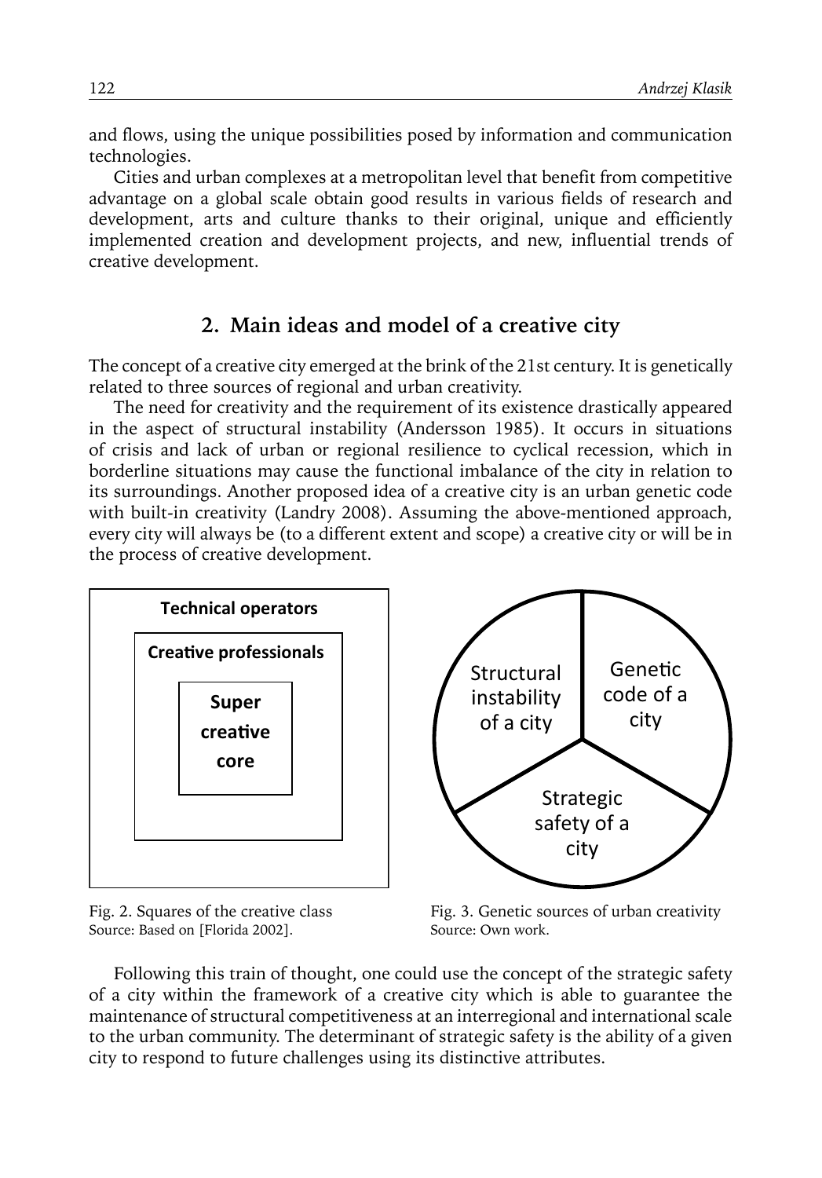and flows, using the unique possibilities posed by information and communication technologies.

Cities and urban complexes at a metropolitan level that benefit from competitive advantage on a global scale obtain good results in various fields of research and development, arts and culture thanks to their original, unique and efficiently implemented creation and development projects, and new, influential trends of creative development.

## 2. Main ideas and model of a creative city

The concept of a creative city emerged at the brink of the 21st century. It is genetically related to three sources of regional and urban creativity.

The need for creativity and the requirement of its existence drastically appeared in the aspect of structural instability (Andersson 1985). It occurs in situations of crisis and lack of urban or regional resilience to cyclical recession, which in borderline situations may cause the functional imbalance of the city in relation to its surroundings. Another proposed idea of a creative city is an urban genetic code with built-in creativity (Landry 2008). Assuming the above-mentioned approach, every city will always be (to a different extent and scope) a creative city or will be in the process of creative development.

**Technical operators**

**Creative professionals**

**Super creative core**

Fig. 2. Squares of the creative class
Source: Based on [Florida 2002].

Structural instability of a city

Genetic code of a city

Strategic safety of a city

Fig. 3. Genetic sources of urban creativity
Source: Own work.

Following this train of thought, one could use the concept of the strategic safety of a city within the framework of a creative city which is able to guarantee the maintenance of structural competitiveness at an interregional and international scale to the urban community. The determinant of strategic safety is the ability of a given city to respond to future challenges using its distinctive attributes.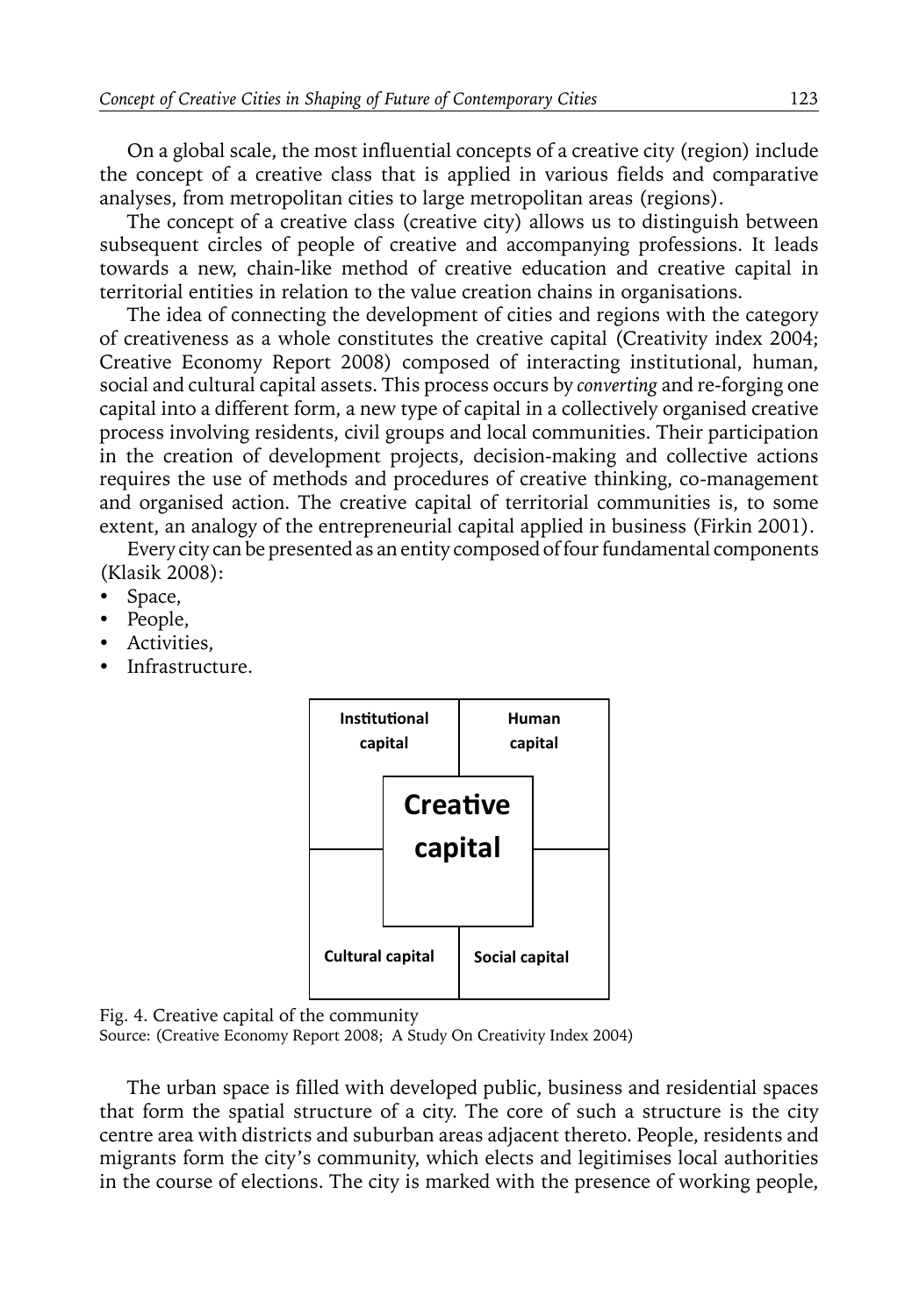On a global scale, the most influential concepts of a creative city (region) include the concept of a creative class that is applied in various fields and comparative analyses, from metropolitan cities to large metropolitan areas (regions).

The concept of a creative class (creative city) allows us to distinguish between subsequent circles of people of creative and accompanying professions. It leads towards a new, chain-like method of creative education and creative capital in territorial entities in relation to the value creation chains in organisations.

The idea of connecting the development of cities and regions with the category of creativeness as a whole constitutes the creative capital (Creativity index 2004; Creative Economy Report 2008) composed of interacting institutional, human, social and cultural capital assets. This process occurs by *converting* and re-forging one capital into a different form, a new type of capital in a collectively organised creative process involving residents, civil groups and local communities. Their participation in the creation of development projects, decision-making and collective actions requires the use of methods and procedures of creative thinking, co-management and organised action. The creative capital of territorial communities is, to some extent, an analogy of the entrepreneurial capital applied in business (Firkin 2001).

Every city can be presented as an entity composed of four fundamental components (Klasik 2008):

- Space,
- People,
- Activities,
- Infrastructure.

| **Institutional capital** | **Human capital** |
|---|---|
| **Creative capital** (centre) | |
| **Cultural capital** | **Social capital** |

Fig. 4. Creative capital of the community
Source: (Creative Economy Report 2008; A Study On Creativity Index 2004)

The urban space is filled with developed public, business and residential spaces that form the spatial structure of a city. The core of such a structure is the city centre area with districts and suburban areas adjacent thereto. People, residents and migrants form the city's community, which elects and legitimises local authorities in the course of elections. The city is marked with the presence of working people,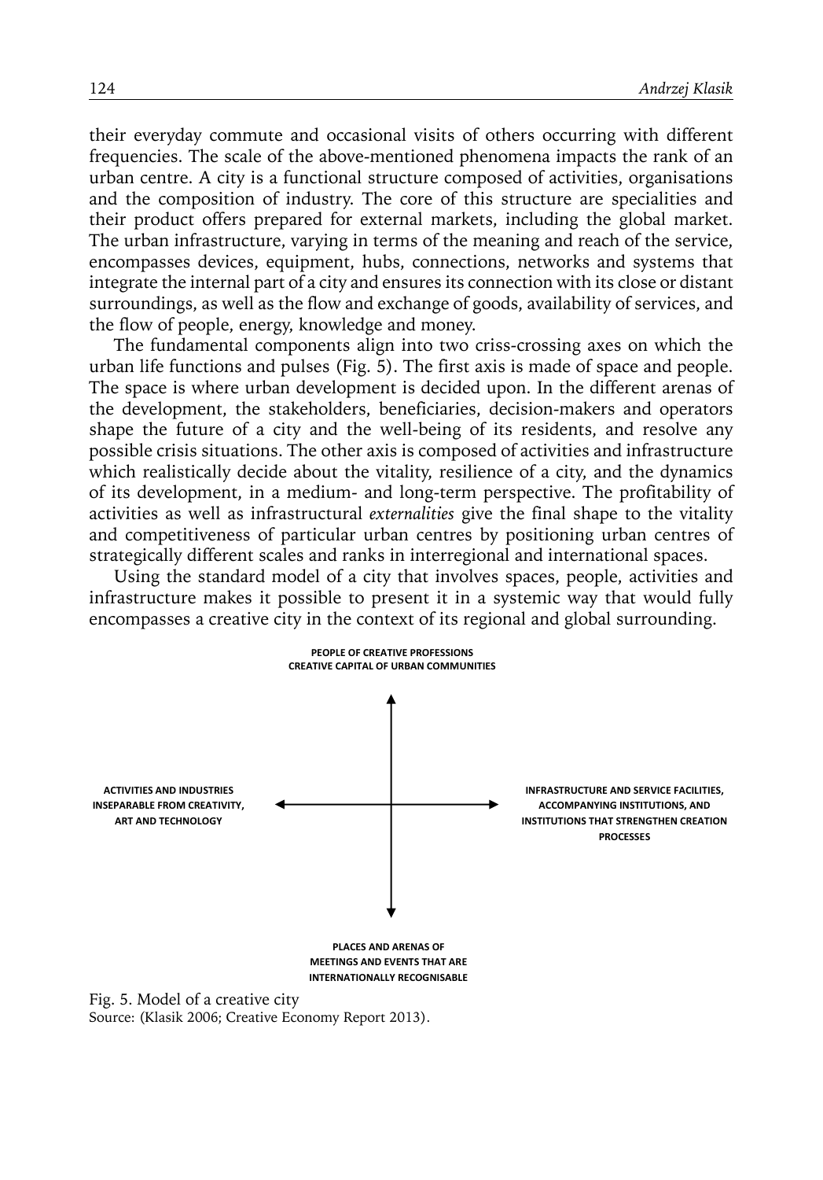their everyday commute and occasional visits of others occurring with different frequencies. The scale of the above-mentioned phenomena impacts the rank of an urban centre. A city is a functional structure composed of activities, organisations and the composition of industry. The core of this structure are specialities and their product offers prepared for external markets, including the global market. The urban infrastructure, varying in terms of the meaning and reach of the service, encompasses devices, equipment, hubs, connections, networks and systems that integrate the internal part of a city and ensures its connection with its close or distant surroundings, as well as the flow and exchange of goods, availability of services, and the flow of people, energy, knowledge and money.

The fundamental components align into two criss-crossing axes on which the urban life functions and pulses (Fig. 5). The first axis is made of space and people. The space is where urban development is decided upon. In the different arenas of the development, the stakeholders, beneficiaries, decision-makers and operators shape the future of a city and the well-being of its residents, and resolve any possible crisis situations. The other axis is composed of activities and infrastructure which realistically decide about the vitality, resilience of a city, and the dynamics of its development, in a medium- and long-term perspective. The profitability of activities as well as infrastructural *externalities* give the final shape to the vitality and competitiveness of particular urban centres by positioning urban centres of strategically different scales and ranks in interregional and international spaces.

Using the standard model of a city that involves spaces, people, activities and infrastructure makes it possible to present it in a systemic way that would fully encompasses a creative city in the context of its regional and global surrounding.

**PEOPLE OF CREATIVE PROFESSIONS**
**CREATIVE CAPITAL OF URBAN COMMUNITIES**

**ACTIVITIES AND INDUSTRIES INSEPARABLE FROM CREATIVITY, ART AND TECHNOLOGY**

**INFRASTRUCTURE AND SERVICE FACILITIES, ACCOMPANYING INSTITUTIONS, AND INSTITUTIONS THAT STRENGTHEN CREATION PROCESSES**

**PLACES AND ARENAS OF MEETINGS AND EVENTS THAT ARE INTERNATIONALLY RECOGNISABLE**

Fig. 5. Model of a creative city
Source: (Klasik 2006; Creative Economy Report 2013).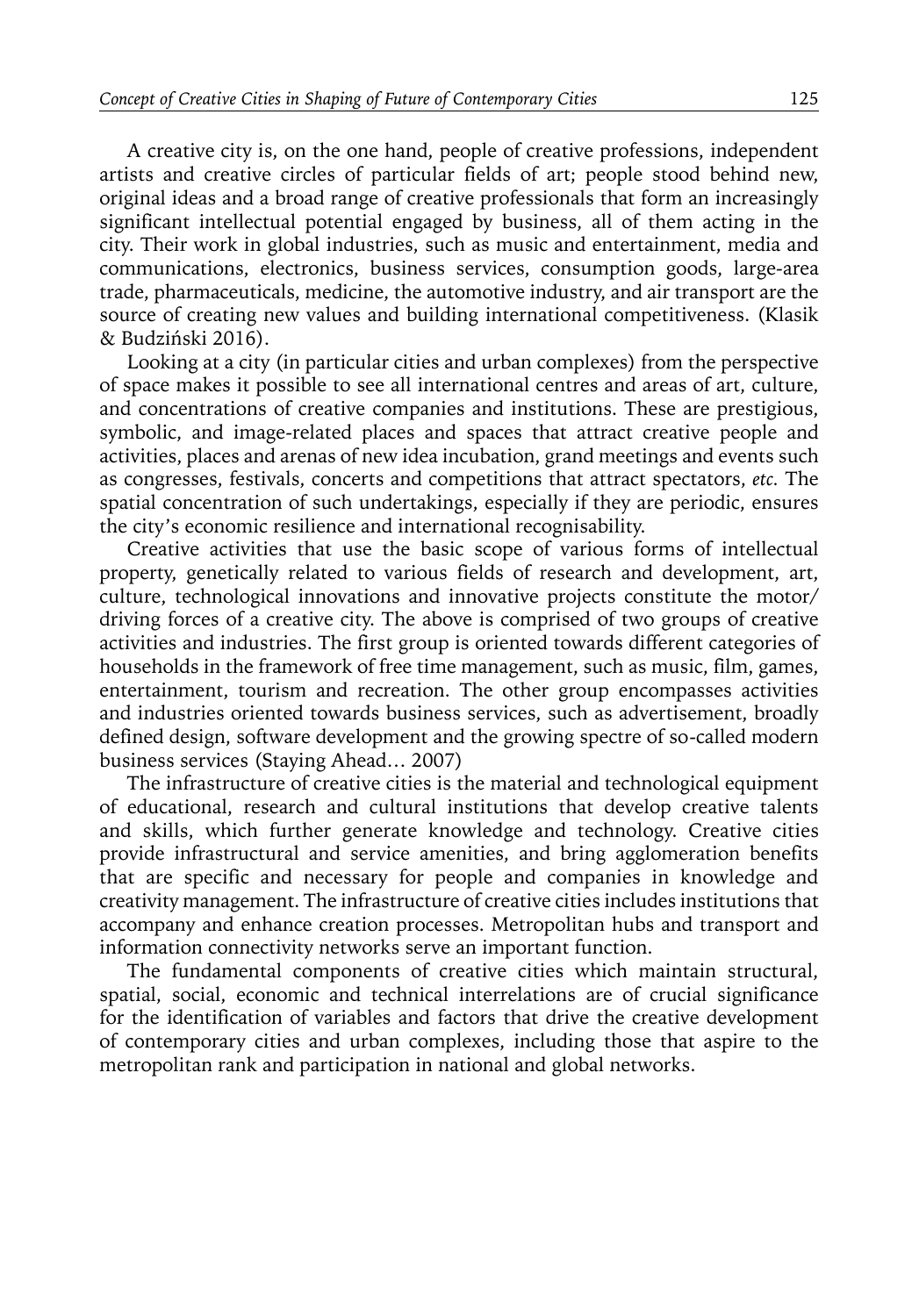A creative city is, on the one hand, people of creative professions, independent artists and creative circles of particular fields of art; people stood behind new, original ideas and a broad range of creative professionals that form an increasingly significant intellectual potential engaged by business, all of them acting in the city. Their work in global industries, such as music and entertainment, media and communications, electronics, business services, consumption goods, large-area trade, pharmaceuticals, medicine, the automotive industry, and air transport are the source of creating new values and building international competitiveness. (Klasik & Budziński 2016).

Looking at a city (in particular cities and urban complexes) from the perspective of space makes it possible to see all international centres and areas of art, culture, and concentrations of creative companies and institutions. These are prestigious, symbolic, and image-related places and spaces that attract creative people and activities, places and arenas of new idea incubation, grand meetings and events such as congresses, festivals, concerts and competitions that attract spectators, *etc.* The spatial concentration of such undertakings, especially if they are periodic, ensures the city's economic resilience and international recognisability.

Creative activities that use the basic scope of various forms of intellectual property, genetically related to various fields of research and development, art, culture, technological innovations and innovative projects constitute the motor/driving forces of a creative city. The above is comprised of two groups of creative activities and industries. The first group is oriented towards different categories of households in the framework of free time management, such as music, film, games, entertainment, tourism and recreation. The other group encompasses activities and industries oriented towards business services, such as advertisement, broadly defined design, software development and the growing spectre of so-called modern business services (Staying Ahead… 2007)

The infrastructure of creative cities is the material and technological equipment of educational, research and cultural institutions that develop creative talents and skills, which further generate knowledge and technology. Creative cities provide infrastructural and service amenities, and bring agglomeration benefits that are specific and necessary for people and companies in knowledge and creativity management. The infrastructure of creative cities includes institutions that accompany and enhance creation processes. Metropolitan hubs and transport and information connectivity networks serve an important function.

The fundamental components of creative cities which maintain structural, spatial, social, economic and technical interrelations are of crucial significance for the identification of variables and factors that drive the creative development of contemporary cities and urban complexes, including those that aspire to the metropolitan rank and participation in national and global networks.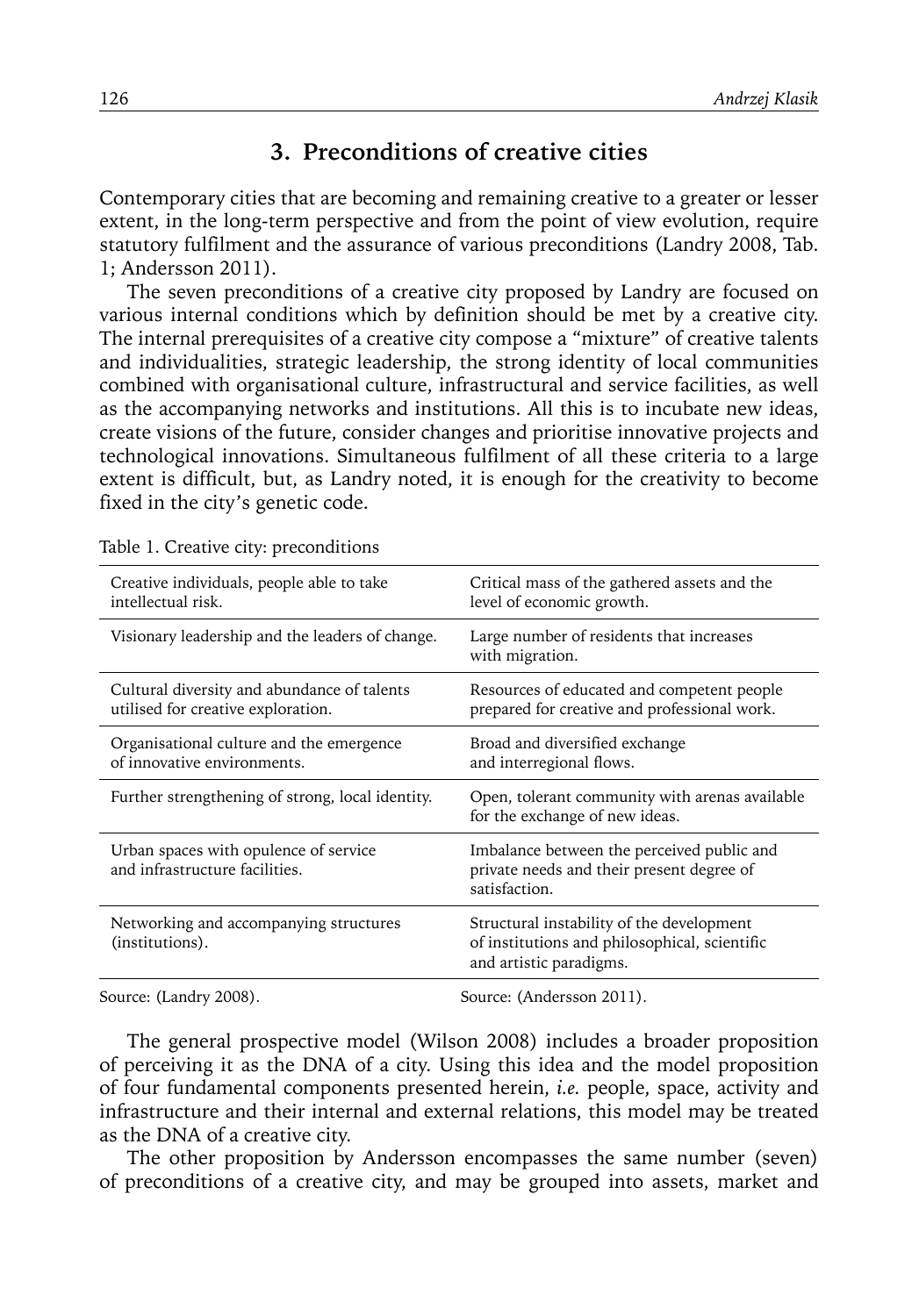## 3. Preconditions of creative cities

Contemporary cities that are becoming and remaining creative to a greater or lesser extent, in the long-term perspective and from the point of view evolution, require statutory fulfilment and the assurance of various preconditions (Landry 2008, Tab. 1; Andersson 2011).

The seven preconditions of a creative city proposed by Landry are focused on various internal conditions which by definition should be met by a creative city. The internal prerequisites of a creative city compose a "mixture" of creative talents and individualities, strategic leadership, the strong identity of local communities combined with organisational culture, infrastructural and service facilities, as well as the accompanying networks and institutions. All this is to incubate new ideas, create visions of the future, consider changes and prioritise innovative projects and technological innovations. Simultaneous fulfilment of all these criteria to a large extent is difficult, but, as Landry noted, it is enough for the creativity to become fixed in the city's genetic code.

Table 1. Creative city: preconditions

| | |
|---|---|
| Creative individuals, people able to take intellectual risk. | Critical mass of the gathered assets and the level of economic growth. |
| Visionary leadership and the leaders of change. | Large number of residents that increases with migration. |
| Cultural diversity and abundance of talents utilised for creative exploration. | Resources of educated and competent people prepared for creative and professional work. |
| Organisational culture and the emergence of innovative environments. | Broad and diversified exchange and interregional flows. |
| Further strengthening of strong, local identity. | Open, tolerant community with arenas available for the exchange of new ideas. |
| Urban spaces with opulence of service and infrastructure facilities. | Imbalance between the perceived public and private needs and their present degree of satisfaction. |
| Networking and accompanying structures (institutions). | Structural instability of the development of institutions and philosophical, scientific and artistic paradigms. |
| Source: (Landry 2008). | Source: (Andersson 2011). |

The general prospective model (Wilson 2008) includes a broader proposition of perceiving it as the DNA of a city. Using this idea and the model proposition of four fundamental components presented herein, *i.e.* people, space, activity and infrastructure and their internal and external relations, this model may be treated as the DNA of a creative city.

The other proposition by Andersson encompasses the same number (seven) of preconditions of a creative city, and may be grouped into assets, market and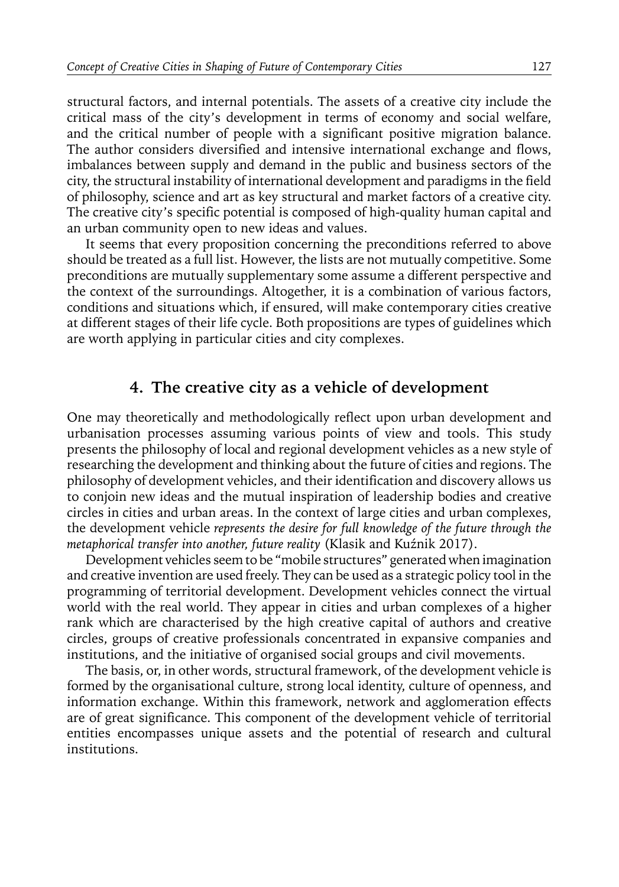structural factors, and internal potentials. The assets of a creative city include the critical mass of the city's development in terms of economy and social welfare, and the critical number of people with a significant positive migration balance. The author considers diversified and intensive international exchange and flows, imbalances between supply and demand in the public and business sectors of the city, the structural instability of international development and paradigms in the field of philosophy, science and art as key structural and market factors of a creative city. The creative city's specific potential is composed of high-quality human capital and an urban community open to new ideas and values.

It seems that every proposition concerning the preconditions referred to above should be treated as a full list. However, the lists are not mutually competitive. Some preconditions are mutually supplementary some assume a different perspective and the context of the surroundings. Altogether, it is a combination of various factors, conditions and situations which, if ensured, will make contemporary cities creative at different stages of their life cycle. Both propositions are types of guidelines which are worth applying in particular cities and city complexes.

## 4. The creative city as a vehicle of development

One may theoretically and methodologically reflect upon urban development and urbanisation processes assuming various points of view and tools. This study presents the philosophy of local and regional development vehicles as a new style of researching the development and thinking about the future of cities and regions. The philosophy of development vehicles, and their identification and discovery allows us to conjoin new ideas and the mutual inspiration of leadership bodies and creative circles in cities and urban areas. In the context of large cities and urban complexes, the development vehicle *represents the desire for full knowledge of the future through the metaphorical transfer into another, future reality* (Klasik and Kuźnik 2017).

Development vehicles seem to be "mobile structures" generated when imagination and creative invention are used freely. They can be used as a strategic policy tool in the programming of territorial development. Development vehicles connect the virtual world with the real world. They appear in cities and urban complexes of a higher rank which are characterised by the high creative capital of authors and creative circles, groups of creative professionals concentrated in expansive companies and institutions, and the initiative of organised social groups and civil movements.

The basis, or, in other words, structural framework, of the development vehicle is formed by the organisational culture, strong local identity, culture of openness, and information exchange. Within this framework, network and agglomeration effects are of great significance. This component of the development vehicle of territorial entities encompasses unique assets and the potential of research and cultural institutions.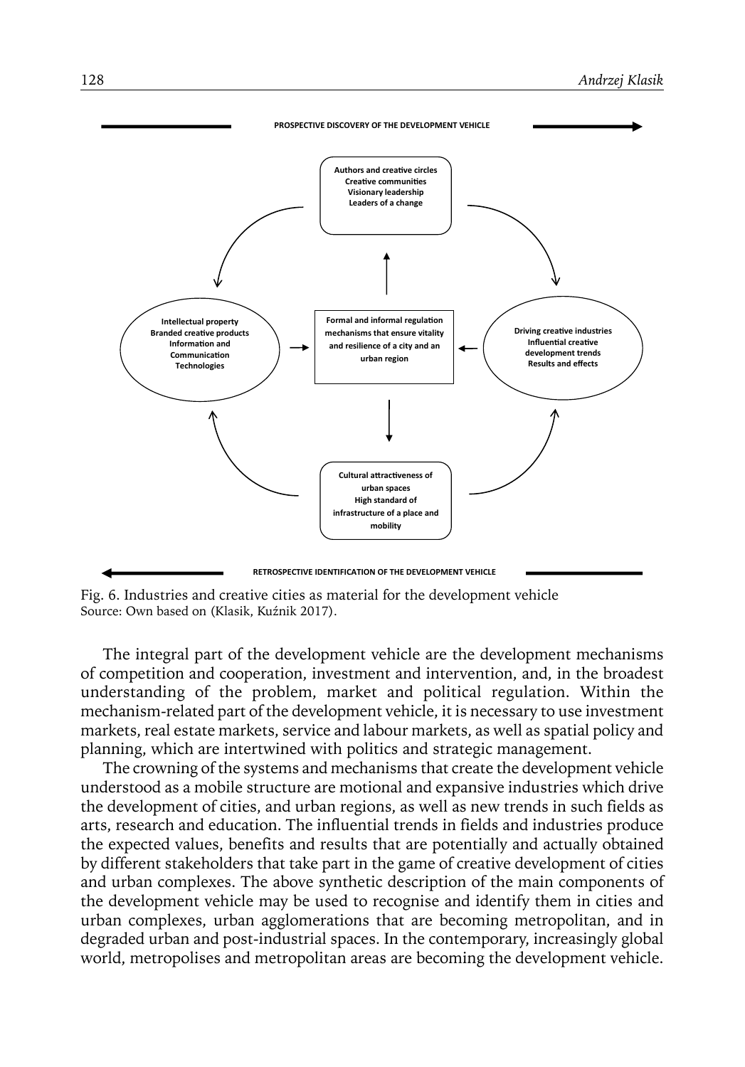PROSPECTIVE DISCOVERY OF THE DEVELOPMENT VEHICLE

Authors and creative circles
Creative communities
Visionary leadership
Leaders of a change

Intellectual property
Branded creative products
Information and Communication Technologies

Formal and informal regulation mechanisms that ensure vitality and resilience of a city and an urban region

Driving creative industries
Influential creative development trends
Results and effects

Cultural attractiveness of urban spaces
High standard of infrastructure of a place and mobility

RETROSPECTIVE IDENTIFICATION OF THE DEVELOPMENT VEHICLE

Fig. 6. Industries and creative cities as material for the development vehicle
Source: Own based on (Klasik, Kuźnik 2017).

The integral part of the development vehicle are the development mechanisms of competition and cooperation, investment and intervention, and, in the broadest understanding of the problem, market and political regulation. Within the mechanism-related part of the development vehicle, it is necessary to use investment markets, real estate markets, service and labour markets, as well as spatial policy and planning, which are intertwined with politics and strategic management.

The crowning of the systems and mechanisms that create the development vehicle understood as a mobile structure are motional and expansive industries which drive the development of cities, and urban regions, as well as new trends in such fields as arts, research and education. The influential trends in fields and industries produce the expected values, benefits and results that are potentially and actually obtained by different stakeholders that take part in the game of creative development of cities and urban complexes. The above synthetic description of the main components of the development vehicle may be used to recognise and identify them in cities and urban complexes, urban agglomerations that are becoming metropolitan, and in degraded urban and post-industrial spaces. In the contemporary, increasingly global world, metropolises and metropolitan areas are becoming the development vehicle.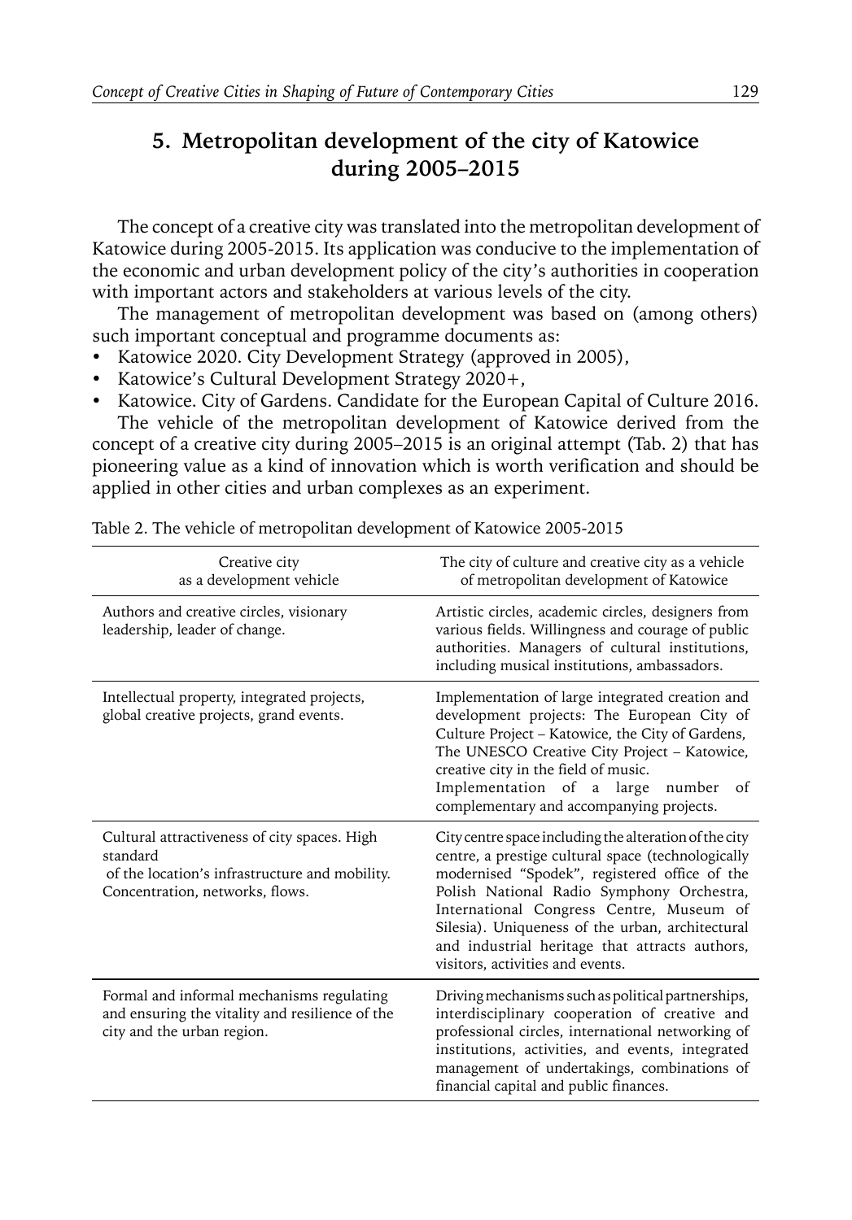## 5. Metropolitan development of the city of Katowice during 2005–2015

The concept of a creative city was translated into the metropolitan development of Katowice during 2005-2015. Its application was conducive to the implementation of the economic and urban development policy of the city's authorities in cooperation with important actors and stakeholders at various levels of the city.

The management of metropolitan development was based on (among others) such important conceptual and programme documents as:

- Katowice 2020. City Development Strategy (approved in 2005),
- Katowice's Cultural Development Strategy 2020+,
- Katowice. City of Gardens. Candidate for the European Capital of Culture 2016.

The vehicle of the metropolitan development of Katowice derived from the concept of a creative city during 2005–2015 is an original attempt (Tab. 2) that has pioneering value as a kind of innovation which is worth verification and should be applied in other cities and urban complexes as an experiment.

Table 2. The vehicle of metropolitan development of Katowice 2005-2015

| Creative city as a development vehicle | The city of culture and creative city as a vehicle of metropolitan development of Katowice |
|---|---|
| Authors and creative circles, visionary leadership, leader of change. | Artistic circles, academic circles, designers from various fields. Willingness and courage of public authorities. Managers of cultural institutions, including musical institutions, ambassadors. |
| Intellectual property, integrated projects, global creative projects, grand events. | Implementation of large integrated creation and development projects: The European City of Culture Project – Katowice, the City of Gardens, The UNESCO Creative City Project – Katowice, creative city in the field of music. Implementation of a large number of complementary and accompanying projects. |
| Cultural attractiveness of city spaces. High standard of the location's infrastructure and mobility. Concentration, networks, flows. | City centre space including the alteration of the city centre, a prestige cultural space (technologically modernised "Spodek", registered office of the Polish National Radio Symphony Orchestra, International Congress Centre, Museum of Silesia). Uniqueness of the urban, architectural and industrial heritage that attracts authors, visitors, activities and events. |
| Formal and informal mechanisms regulating and ensuring the vitality and resilience of the city and the urban region. | Driving mechanisms such as political partnerships, interdisciplinary cooperation of creative and professional circles, international networking of institutions, activities, and events, integrated management of undertakings, combinations of financial capital and public finances. |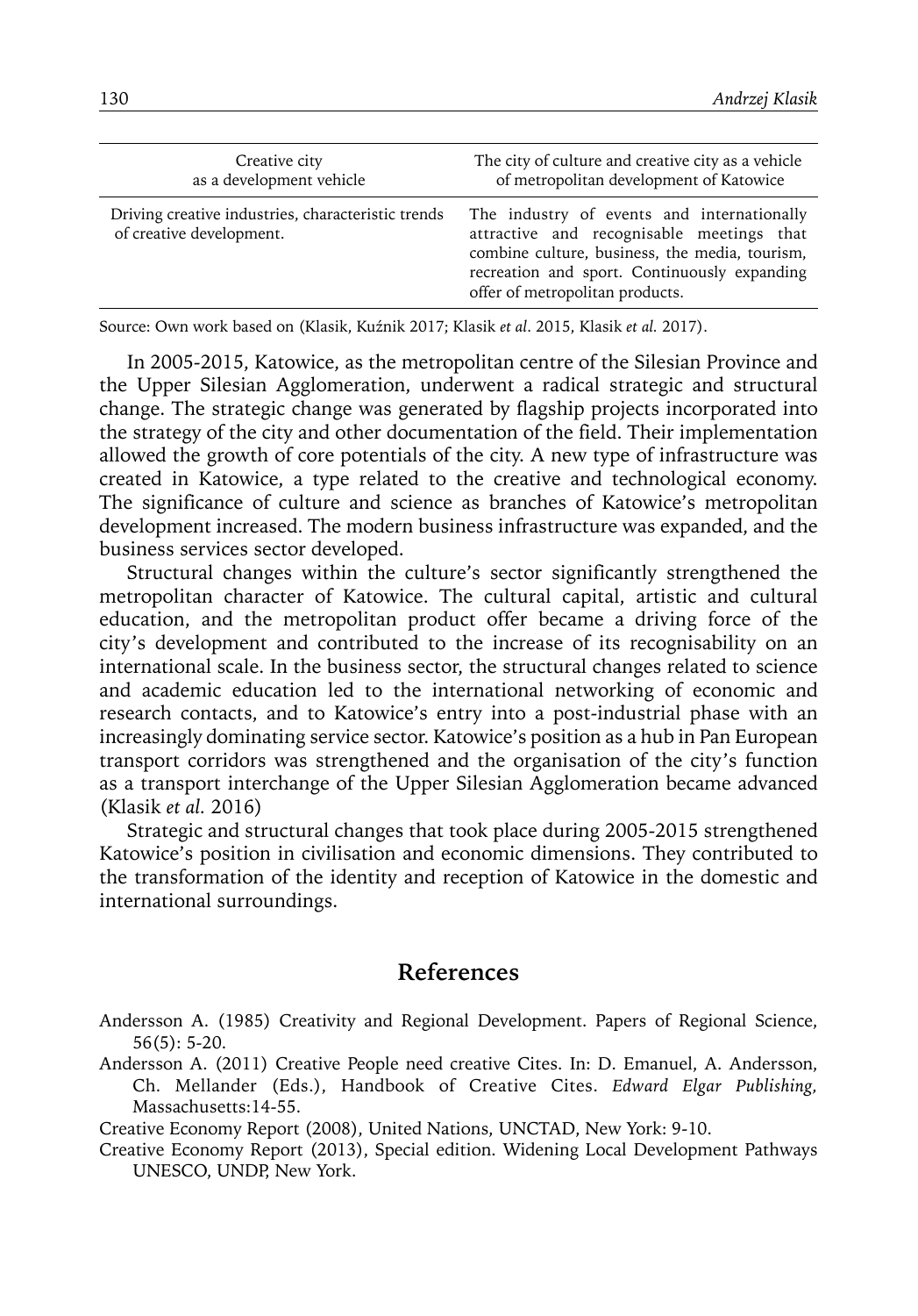| Creative city as a development vehicle | The city of culture and creative city as a vehicle of metropolitan development of Katowice |
|---|---|
| Driving creative industries, characteristic trends of creative development. | The industry of events and internationally attractive and recognisable meetings that combine culture, business, the media, tourism, recreation and sport. Continuously expanding offer of metropolitan products. |

Source: Own work based on (Klasik, Kuźnik 2017; Klasik *et al*. 2015, Klasik *et al.* 2017).

In 2005-2015, Katowice, as the metropolitan centre of the Silesian Province and the Upper Silesian Agglomeration, underwent a radical strategic and structural change. The strategic change was generated by flagship projects incorporated into the strategy of the city and other documentation of the field. Their implementation allowed the growth of core potentials of the city. A new type of infrastructure was created in Katowice, a type related to the creative and technological economy. The significance of culture and science as branches of Katowice's metropolitan development increased. The modern business infrastructure was expanded, and the business services sector developed.

Structural changes within the culture's sector significantly strengthened the metropolitan character of Katowice. The cultural capital, artistic and cultural education, and the metropolitan product offer became a driving force of the city's development and contributed to the increase of its recognisability on an international scale. In the business sector, the structural changes related to science and academic education led to the international networking of economic and research contacts, and to Katowice's entry into a post-industrial phase with an increasingly dominating service sector. Katowice's position as a hub in Pan European transport corridors was strengthened and the organisation of the city's function as a transport interchange of the Upper Silesian Agglomeration became advanced (Klasik *et al.* 2016)

Strategic and structural changes that took place during 2005-2015 strengthened Katowice's position in civilisation and economic dimensions. They contributed to the transformation of the identity and reception of Katowice in the domestic and international surroundings.

## References

Andersson A. (1985) Creativity and Regional Development. Papers of Regional Science, 56(5): 5-20.

Andersson A. (2011) Creative People need creative Cites. In: D. Emanuel, A. Andersson, Ch. Mellander (Eds.), Handbook of Creative Cites. *Edward Elgar Publishing,* Massachusetts:14-55.

Creative Economy Report (2008), United Nations, UNCTAD, New York: 9-10.

Creative Economy Report (2013), Special edition. Widening Local Development Pathways UNESCO, UNDP, New York.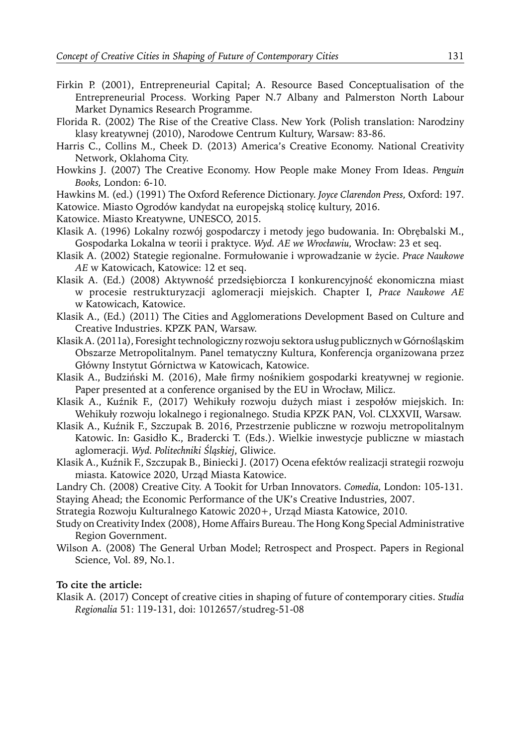Firkin P. (2001), Entrepreneurial Capital; A. Resource Based Conceptualisation of the Entrepreneurial Process. Working Paper N.7 Albany and Palmerston North Labour Market Dynamics Research Programme.

Florida R. (2002) The Rise of the Creative Class. New York (Polish translation: Narodziny klasy kreatywnej (2010), Narodowe Centrum Kultury, Warsaw: 83-86.

Harris C., Collins M., Cheek D. (2013) America's Creative Economy. National Creativity Network, Oklahoma City.

Howkins J. (2007) The Creative Economy. How People make Money From Ideas. *Penguin Books,* London: 6-10.

Hawkins M. (ed.) (1991) The Oxford Reference Dictionary. *Joyce Clarendon Press,* Oxford: 197.

Katowice. Miasto Ogrodów kandydat na europejską stolicę kultury, 2016.

Katowice. Miasto Kreatywne, UNESCO, 2015.

Klasik A. (1996) Lokalny rozwój gospodarczy i metody jego budowania. In: Obrębalski M., Gospodarka Lokalna w teorii i praktyce. *Wyd. AE we Wrocławiu,* Wrocław: 23 et seq.

Klasik A. (2002) Stategie regionalne. Formułowanie i wprowadzanie w życie. *Prace Naukowe AE* w Katowicach, Katowice: 12 et seq.

Klasik A. (Ed.) (2008) Aktywność przedsiębiorcza I konkurencyjność ekonomiczna miast w procesie restrukturyzacji aglomeracji miejskich. Chapter I, *Prace Naukowe AE* w Katowicach, Katowice.

Klasik A., (Ed.) (2011) The Cities and Agglomerations Development Based on Culture and Creative Industries. KPZK PAN, Warsaw.

Klasik A. (2011a), Foresight technologiczny rozwoju sektora usług publicznych w Górnośląskim Obszarze Metropolitalnym. Panel tematyczny Kultura, Konferencja organizowana przez Główny Instytut Górnictwa w Katowicach, Katowice.

Klasik A., Budziński M. (2016), Małe firmy nośnikiem gospodarki kreatywnej w regionie. Paper presented at a conference organised by the EU in Wrocław, Milicz.

Klasik A., Kuźnik F., (2017) Wehikuły rozwoju dużych miast i zespołów miejskich. In: Wehikuły rozwoju lokalnego i regionalnego. Studia KPZK PAN, Vol. CLXXVII, Warsaw.

Klasik A., Kuźnik F., Szczupak B. 2016, Przestrzenie publiczne w rozwoju metropolitalnym Katowic. In: Gasidło K., Bradercki T. (Eds.). Wielkie inwestycje publiczne w miastach aglomeracji. *Wyd. Politechniki Śląskiej*, Gliwice.

Klasik A., Kuźnik F., Szczupak B., Biniecki J. (2017) Ocena efektów realizacji strategii rozwoju miasta. Katowice 2020, Urząd Miasta Katowice.

Landry Ch. (2008) Creative City. A Tookit for Urban Innovators. *Comedia,* London: 105-131.

Staying Ahead; the Economic Performance of the UK's Creative Industries, 2007.

Strategia Rozwoju Kulturalnego Katowic 2020+, Urząd Miasta Katowice, 2010.

Study on Creativity Index (2008), Home Affairs Bureau. The Hong Kong Special Administrative Region Government.

Wilson A. (2008) The General Urban Model; Retrospect and Prospect. Papers in Regional Science, Vol. 89, No.1.

**To cite the article:**

Klasik A. (2017) Concept of creative cities in shaping of future of contemporary cities. *Studia Regionalia* 51: 119-131, doi: 1012657/studreg-51-08